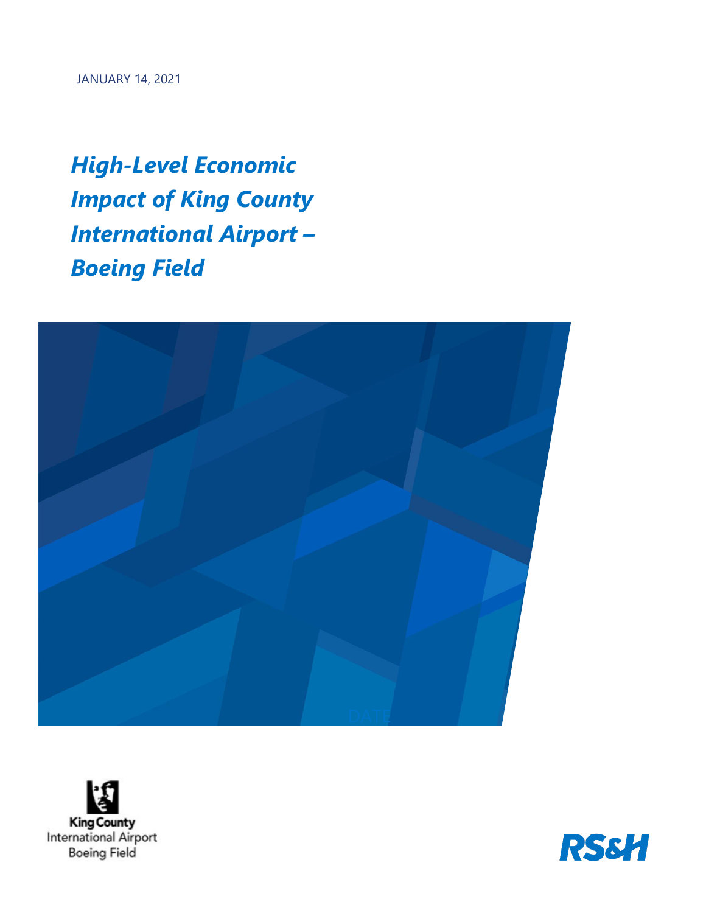JANUARY 14, 2021

# *High-Level Economic Impact of King County International Airport – Boeing Field*

DATE

King County
International Airport
Boeing Field

RS&H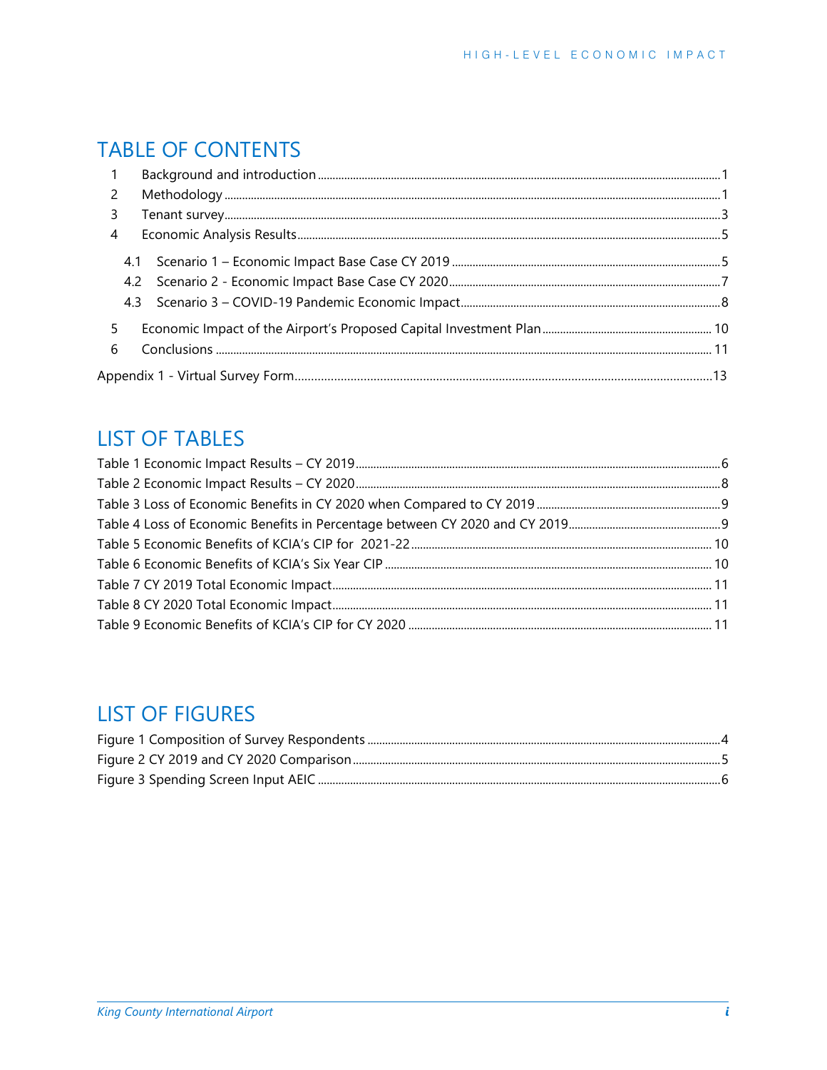# TABLE OF CONTENTS

1 Background and introduction ..... 1
2 Methodology ..... 1
3 Tenant survey ..... 3
4 Economic Analysis Results ..... 5
  4.1 Scenario 1 – Economic Impact Base Case CY 2019 ..... 5
  4.2 Scenario 2 - Economic Impact Base Case CY 2020 ..... 7
  4.3 Scenario 3 – COVID-19 Pandemic Economic Impact ..... 8
5 Economic Impact of the Airport's Proposed Capital Investment Plan ..... 10
6 Conclusions ..... 11

Appendix 1 - Virtual Survey Form ..... 13

# LIST OF TABLES

Table 1 Economic Impact Results – CY 2019 ..... 6
Table 2 Economic Impact Results – CY 2020 ..... 8
Table 3 Loss of Economic Benefits in CY 2020 when Compared to CY 2019 ..... 9
Table 4 Loss of Economic Benefits in Percentage between CY 2020 and CY 2019 ..... 9
Table 5 Economic Benefits of KCIA's CIP for 2021-22 ..... 10
Table 6 Economic Benefits of KCIA's Six Year CIP ..... 10
Table 7 CY 2019 Total Economic Impact ..... 11
Table 8 CY 2020 Total Economic Impact ..... 11
Table 9 Economic Benefits of KCIA's CIP for CY 2020 ..... 11

# LIST OF FIGURES

Figure 1 Composition of Survey Respondents ..... 4
Figure 2 CY 2019 and CY 2020 Comparison ..... 5
Figure 3 Spending Screen Input AEIC ..... 6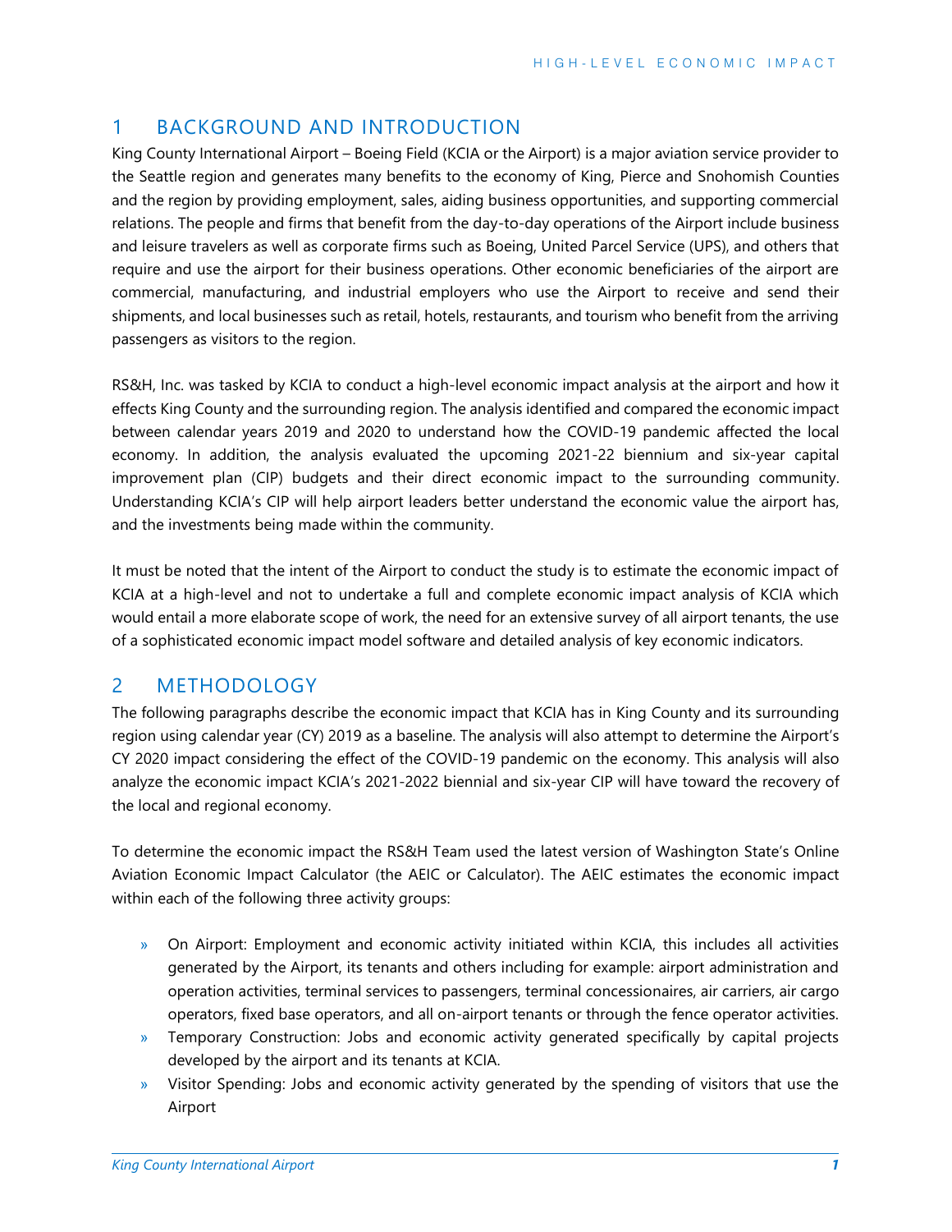# 1 BACKGROUND AND INTRODUCTION

King County International Airport – Boeing Field (KCIA or the Airport) is a major aviation service provider to the Seattle region and generates many benefits to the economy of King, Pierce and Snohomish Counties and the region by providing employment, sales, aiding business opportunities, and supporting commercial relations. The people and firms that benefit from the day-to-day operations of the Airport include business and leisure travelers as well as corporate firms such as Boeing, United Parcel Service (UPS), and others that require and use the airport for their business operations. Other economic beneficiaries of the airport are commercial, manufacturing, and industrial employers who use the Airport to receive and send their shipments, and local businesses such as retail, hotels, restaurants, and tourism who benefit from the arriving passengers as visitors to the region.

RS&H, Inc. was tasked by KCIA to conduct a high-level economic impact analysis at the airport and how it effects King County and the surrounding region. The analysis identified and compared the economic impact between calendar years 2019 and 2020 to understand how the COVID-19 pandemic affected the local economy. In addition, the analysis evaluated the upcoming 2021-22 biennium and six-year capital improvement plan (CIP) budgets and their direct economic impact to the surrounding community. Understanding KCIA's CIP will help airport leaders better understand the economic value the airport has, and the investments being made within the community.

It must be noted that the intent of the Airport to conduct the study is to estimate the economic impact of KCIA at a high-level and not to undertake a full and complete economic impact analysis of KCIA which would entail a more elaborate scope of work, the need for an extensive survey of all airport tenants, the use of a sophisticated economic impact model software and detailed analysis of key economic indicators.

# 2 METHODOLOGY

The following paragraphs describe the economic impact that KCIA has in King County and its surrounding region using calendar year (CY) 2019 as a baseline. The analysis will also attempt to determine the Airport's CY 2020 impact considering the effect of the COVID-19 pandemic on the economy. This analysis will also analyze the economic impact KCIA's 2021-2022 biennial and six-year CIP will have toward the recovery of the local and regional economy.

To determine the economic impact the RS&H Team used the latest version of Washington State's Online Aviation Economic Impact Calculator (the AEIC or Calculator). The AEIC estimates the economic impact within each of the following three activity groups:

- On Airport: Employment and economic activity initiated within KCIA, this includes all activities generated by the Airport, its tenants and others including for example: airport administration and operation activities, terminal services to passengers, terminal concessionaires, air carriers, air cargo operators, fixed base operators, and all on-airport tenants or through the fence operator activities.
- Temporary Construction: Jobs and economic activity generated specifically by capital projects developed by the airport and its tenants at KCIA.
- Visitor Spending: Jobs and economic activity generated by the spending of visitors that use the Airport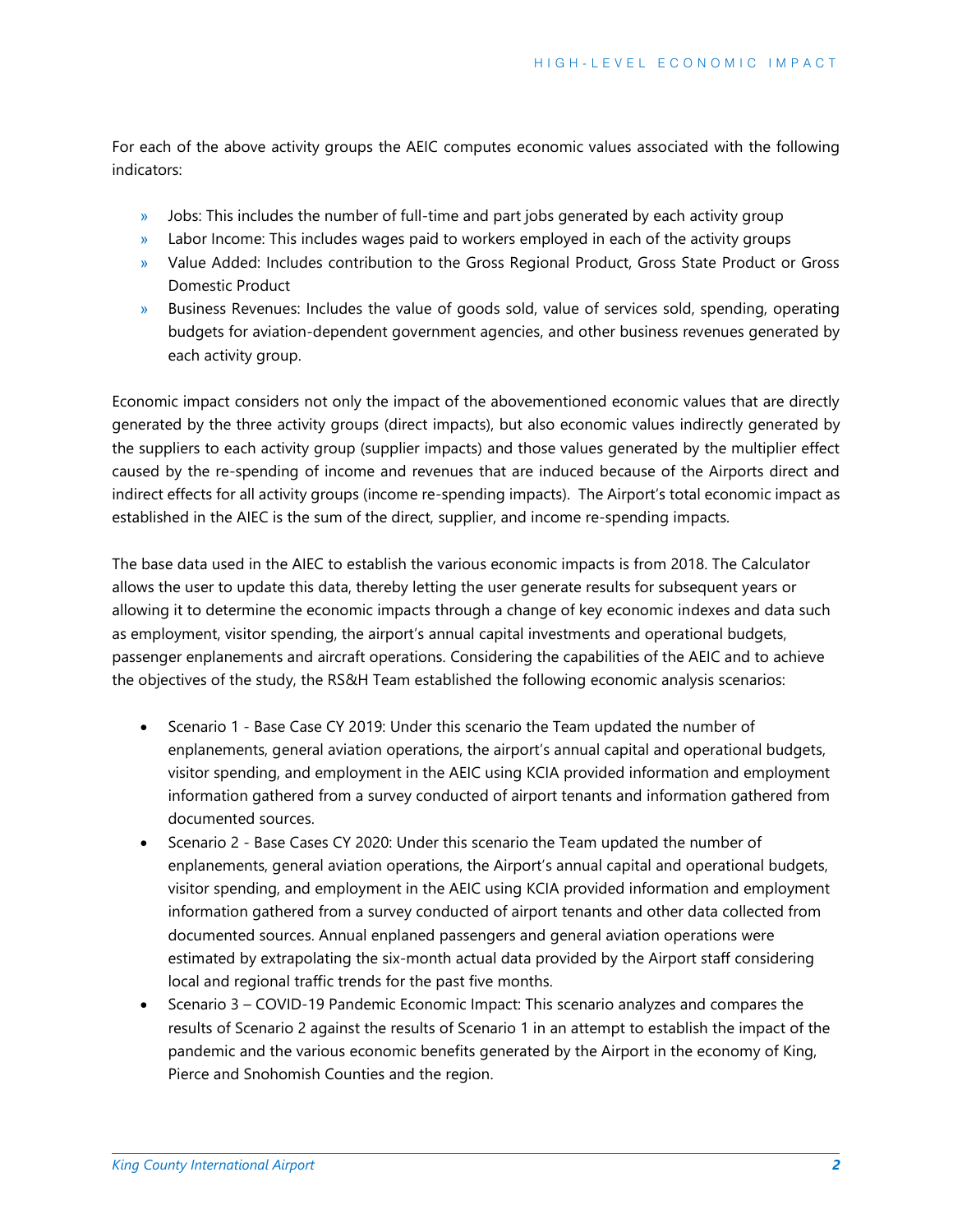For each of the above activity groups the AEIC computes economic values associated with the following indicators:

- Jobs: This includes the number of full-time and part jobs generated by each activity group
- Labor Income: This includes wages paid to workers employed in each of the activity groups
- Value Added: Includes contribution to the Gross Regional Product, Gross State Product or Gross Domestic Product
- Business Revenues: Includes the value of goods sold, value of services sold, spending, operating budgets for aviation-dependent government agencies, and other business revenues generated by each activity group.

Economic impact considers not only the impact of the abovementioned economic values that are directly generated by the three activity groups (direct impacts), but also economic values indirectly generated by the suppliers to each activity group (supplier impacts) and those values generated by the multiplier effect caused by the re-spending of income and revenues that are induced because of the Airports direct and indirect effects for all activity groups (income re-spending impacts). The Airport's total economic impact as established in the AIEC is the sum of the direct, supplier, and income re-spending impacts.

The base data used in the AIEC to establish the various economic impacts is from 2018. The Calculator allows the user to update this data, thereby letting the user generate results for subsequent years or allowing it to determine the economic impacts through a change of key economic indexes and data such as employment, visitor spending, the airport's annual capital investments and operational budgets, passenger enplanements and aircraft operations. Considering the capabilities of the AEIC and to achieve the objectives of the study, the RS&H Team established the following economic analysis scenarios:

- Scenario 1 - Base Case CY 2019: Under this scenario the Team updated the number of enplanements, general aviation operations, the airport's annual capital and operational budgets, visitor spending, and employment in the AEIC using KCIA provided information and employment information gathered from a survey conducted of airport tenants and information gathered from documented sources.
- Scenario 2 - Base Cases CY 2020: Under this scenario the Team updated the number of enplanements, general aviation operations, the Airport's annual capital and operational budgets, visitor spending, and employment in the AEIC using KCIA provided information and employment information gathered from a survey conducted of airport tenants and other data collected from documented sources. Annual enplaned passengers and general aviation operations were estimated by extrapolating the six-month actual data provided by the Airport staff considering local and regional traffic trends for the past five months.
- Scenario 3 – COVID-19 Pandemic Economic Impact: This scenario analyzes and compares the results of Scenario 2 against the results of Scenario 1 in an attempt to establish the impact of the pandemic and the various economic benefits generated by the Airport in the economy of King, Pierce and Snohomish Counties and the region.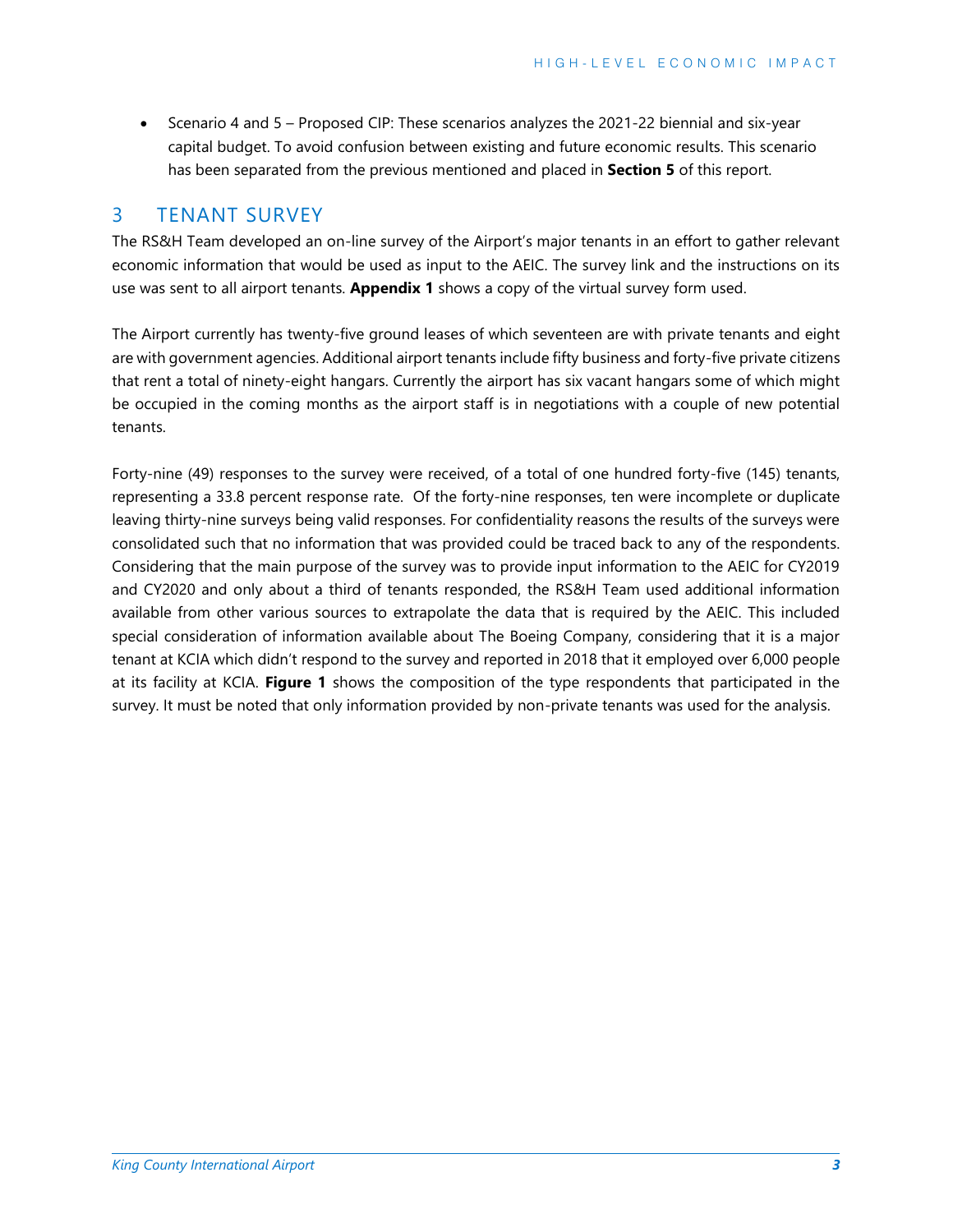- Scenario 4 and 5 – Proposed CIP: These scenarios analyzes the 2021-22 biennial and six-year capital budget. To avoid confusion between existing and future economic results. This scenario has been separated from the previous mentioned and placed in **Section 5** of this report.

# 3 TENANT SURVEY

The RS&H Team developed an on-line survey of the Airport's major tenants in an effort to gather relevant economic information that would be used as input to the AEIC. The survey link and the instructions on its use was sent to all airport tenants. **Appendix 1** shows a copy of the virtual survey form used.

The Airport currently has twenty-five ground leases of which seventeen are with private tenants and eight are with government agencies. Additional airport tenants include fifty business and forty-five private citizens that rent a total of ninety-eight hangars. Currently the airport has six vacant hangars some of which might be occupied in the coming months as the airport staff is in negotiations with a couple of new potential tenants.

Forty-nine (49) responses to the survey were received, of a total of one hundred forty-five (145) tenants, representing a 33.8 percent response rate. Of the forty-nine responses, ten were incomplete or duplicate leaving thirty-nine surveys being valid responses. For confidentiality reasons the results of the surveys were consolidated such that no information that was provided could be traced back to any of the respondents. Considering that the main purpose of the survey was to provide input information to the AEIC for CY2019 and CY2020 and only about a third of tenants responded, the RS&H Team used additional information available from other various sources to extrapolate the data that is required by the AEIC. This included special consideration of information available about The Boeing Company, considering that it is a major tenant at KCIA which didn't respond to the survey and reported in 2018 that it employed over 6,000 people at its facility at KCIA. **Figure 1** shows the composition of the type respondents that participated in the survey. It must be noted that only information provided by non-private tenants was used for the analysis.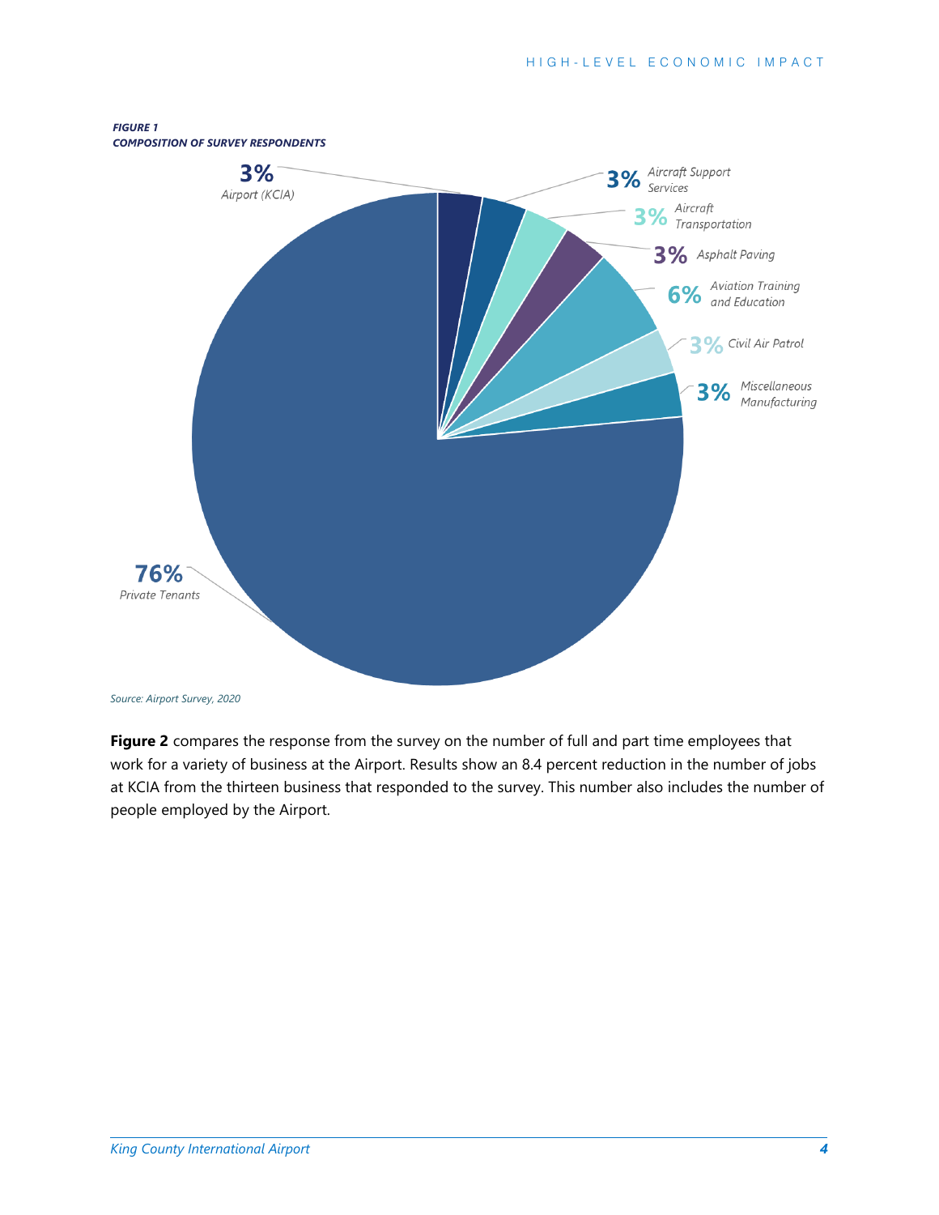***FIGURE 1***
***COMPOSITION OF SURVEY RESPONDENTS***

| Category | Share |
|---|---|
| Airport (KCIA) | 3% |
| Aircraft Support Services | 3% |
| Aircraft Transportation | 3% |
| Asphalt Paving | 3% |
| Aviation Training and Education | 6% |
| Civil Air Patrol | 3% |
| Miscellaneous Manufacturing | 3% |
| Private Tenants | 76% |

*Source: Airport Survey, 2020*

**Figure 2** compares the response from the survey on the number of full and part time employees that work for a variety of business at the Airport. Results show an 8.4 percent reduction in the number of jobs at KCIA from the thirteen business that responded to the survey. This number also includes the number of people employed by the Airport.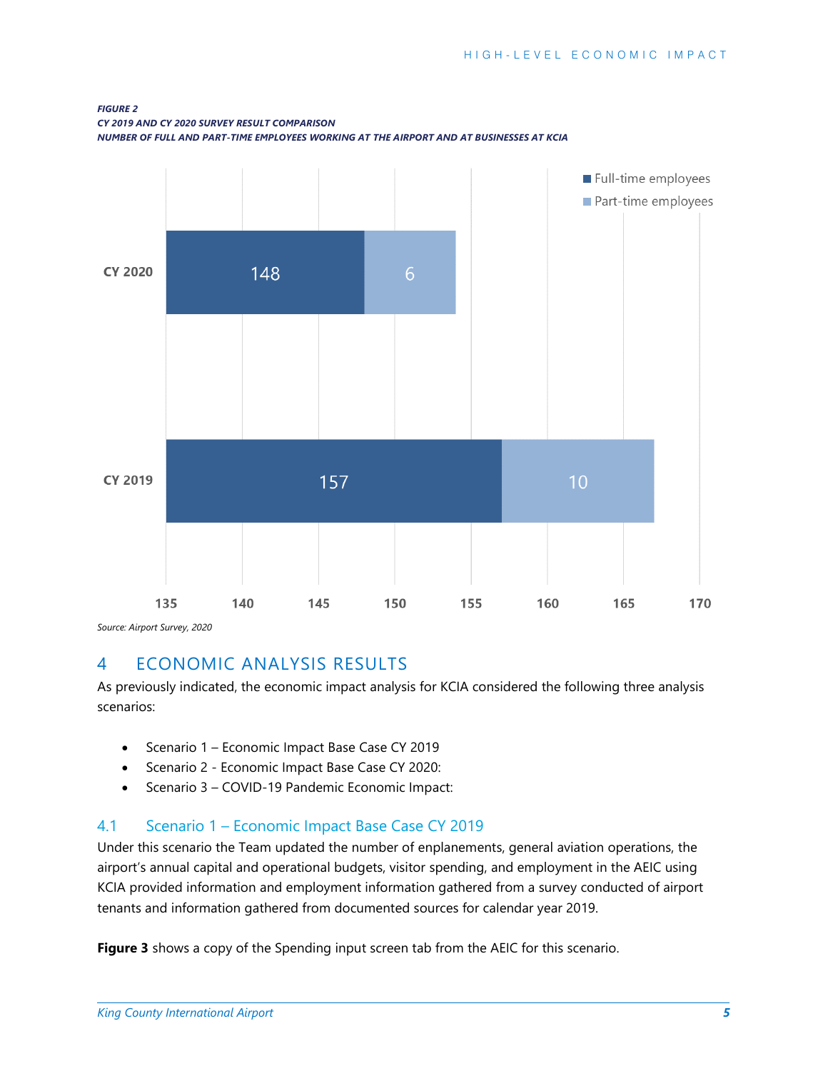***FIGURE 2***
***CY 2019 AND CY 2020 SURVEY RESULT COMPARISON***
***NUMBER OF FULL AND PART-TIME EMPLOYEES WORKING AT THE AIRPORT AND AT BUSINESSES AT KCIA***

| | Full-time employees | Part-time employees |
|---|---|---|
| CY 2020 | 148 | 6 |
| CY 2019 | 157 | 10 |

*Source: Airport Survey, 2020*

# 4 ECONOMIC ANALYSIS RESULTS

As previously indicated, the economic impact analysis for KCIA considered the following three analysis scenarios:

- Scenario 1 – Economic Impact Base Case CY 2019
- Scenario 2 - Economic Impact Base Case CY 2020:
- Scenario 3 – COVID-19 Pandemic Economic Impact:

## 4.1 Scenario 1 – Economic Impact Base Case CY 2019

Under this scenario the Team updated the number of enplanements, general aviation operations, the airport's annual capital and operational budgets, visitor spending, and employment in the AEIC using KCIA provided information and employment information gathered from a survey conducted of airport tenants and information gathered from documented sources for calendar year 2019.

**Figure 3** shows a copy of the Spending input screen tab from the AEIC for this scenario.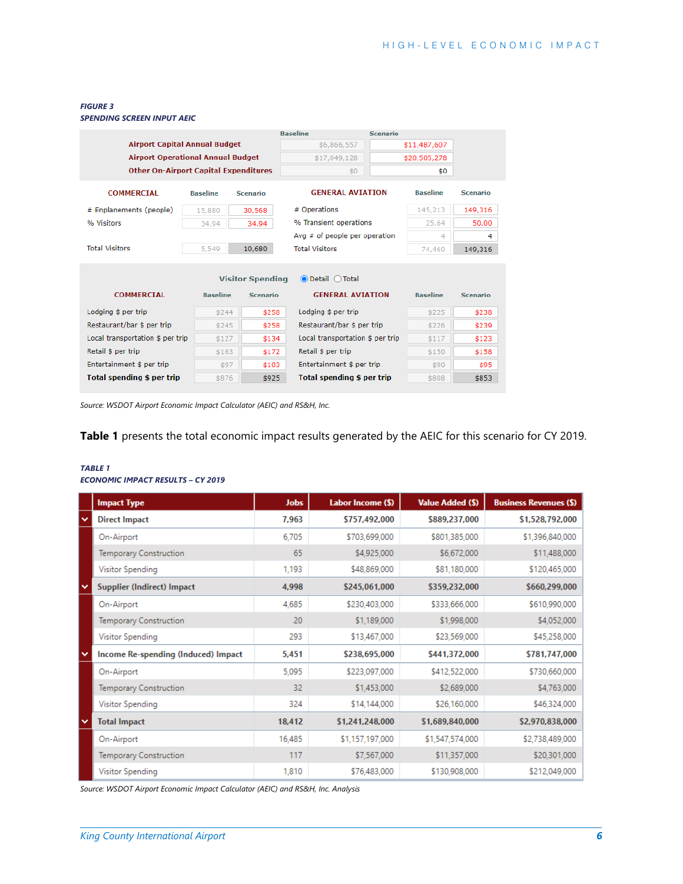**FIGURE 3**
**SPENDING SCREEN INPUT AEIC**

| | Baseline | Scenario |
|---|---|---|
| Airport Capital Annual Budget | $6,866,557 | $11,487,607 |
| Airport Operational Annual Budget | $17,049,128 | $20,505,278 |
| Other On-Airport Capital Expenditures | $0 | $0 |

| COMMERCIAL | Baseline | Scenario | GENERAL AVIATION | Baseline | Scenario |
|---|---|---|---|---|---|
| # Enplanements (people) | 15,880 | 30,568 | # Operations | 145,213 | 149,316 |
| % Visitors | 34.94 | 34.94 | % Transient operations | 25.64 | 50.00 |
| | | | Avg # of people per operation | 4 | 4 |
| Total Visitors | 5,549 | 10,680 | Total Visitors | 74,460 | 149,316 |

Visitor Spending (◉ Detail ○ Total)

| COMMERCIAL | Baseline | Scenario | GENERAL AVIATION | Baseline | Scenario |
|---|---|---|---|---|---|
| Lodging $ per trip | $244 | $258 | Lodging $ per trip | $225 | $238 |
| Restaurant/bar $ per trip | $245 | $258 | Restaurant/bar $ per trip | $226 | $239 |
| Local transportation $ per trip | $127 | $134 | Local transportation $ per trip | $117 | $123 |
| Retail $ per trip | $163 | $172 | Retail $ per trip | $150 | $158 |
| Entertainment $ per trip | $97 | $103 | Entertainment $ per trip | $90 | $95 |
| **Total spending $ per trip** | $876 | $925 | **Total spending $ per trip** | $808 | $853 |

*Source: WSDOT Airport Economic Impact Calculator (AEIC) and RS&H, Inc.*

**Table 1** presents the total economic impact results generated by the AEIC for this scenario for CY 2019.

***TABLE 1***
***ECONOMIC IMPACT RESULTS – CY 2019***

| Impact Type | Jobs | Labor Income ($) | Value Added ($) | Business Revenues ($) |
|---|---|---|---|---|
| **Direct Impact** | **7,963** | **$757,492,000** | **$889,237,000** | **$1,528,792,000** |
| On-Airport | 6,705 | $703,699,000 | $801,385,000 | $1,396,840,000 |
| Temporary Construction | 65 | $4,925,000 | $6,672,000 | $11,488,000 |
| Visitor Spending | 1,193 | $48,869,000 | $81,180,000 | $120,465,000 |
| **Supplier (Indirect) Impact** | **4,998** | **$245,061,000** | **$359,232,000** | **$660,299,000** |
| On-Airport | 4,685 | $230,403,000 | $333,666,000 | $610,990,000 |
| Temporary Construction | 20 | $1,189,000 | $1,998,000 | $4,052,000 |
| Visitor Spending | 293 | $13,467,000 | $23,569,000 | $45,258,000 |
| **Income Re-spending (Induced) Impact** | **5,451** | **$238,695,000** | **$441,372,000** | **$781,747,000** |
| On-Airport | 5,095 | $223,097,000 | $412,522,000 | $730,660,000 |
| Temporary Construction | 32 | $1,453,000 | $2,689,000 | $4,763,000 |
| Visitor Spending | 324 | $14,144,000 | $26,160,000 | $46,324,000 |
| **Total Impact** | **18,412** | **$1,241,248,000** | **$1,689,840,000** | **$2,970,838,000** |
| On-Airport | 16,485 | $1,157,197,000 | $1,547,574,000 | $2,738,489,000 |
| Temporary Construction | 117 | $7,567,000 | $11,357,000 | $20,301,000 |
| Visitor Spending | 1,810 | $76,483,000 | $130,908,000 | $212,049,000 |

*Source: WSDOT Airport Economic Impact Calculator (AEIC) and RS&H, Inc. Analysis*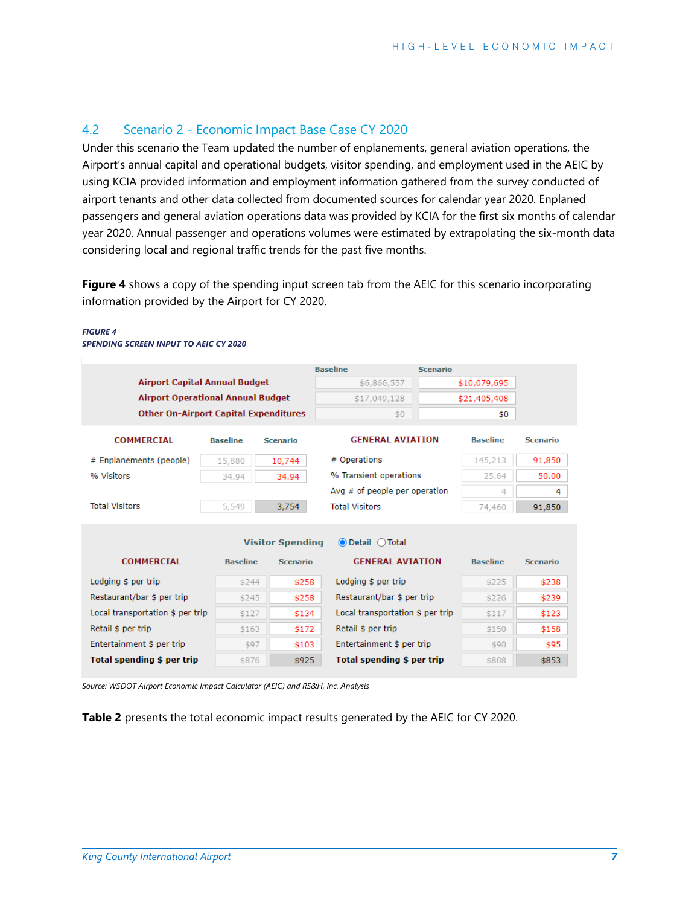## 4.2 Scenario 2 - Economic Impact Base Case CY 2020

Under this scenario the Team updated the number of enplanements, general aviation operations, the Airport's annual capital and operational budgets, visitor spending, and employment used in the AEIC by using KCIA provided information and employment information gathered from the survey conducted of airport tenants and other data collected from documented sources for calendar year 2020. Enplaned passengers and general aviation operations data was provided by KCIA for the first six months of calendar year 2020. Annual passenger and operations volumes were estimated by extrapolating the six-month data considering local and regional traffic trends for the past five months.

**Figure 4** shows a copy of the spending input screen tab from the AEIC for this scenario incorporating information provided by the Airport for CY 2020.

***FIGURE 4***
***SPENDING SCREEN INPUT TO AEIC CY 2020***

| | Baseline | Scenario |
|---|---|---|
| Airport Capital Annual Budget | $6,866,557 | $10,079,695 |
| Airport Operational Annual Budget | $17,049,128 | $21,405,408 |
| Other On-Airport Capital Expenditures | $0 | $0 |

| COMMERCIAL | Baseline | Scenario | GENERAL AVIATION | Baseline | Scenario |
|---|---|---|---|---|---|
| # Enplanements (people) | 15,880 | 10,744 | # Operations | 145,213 | 91,850 |
| % Visitors | 34.94 | 34.94 | % Transient operations | 25.64 | 50.00 |
| | | | Avg # of people per operation | 4 | 4 |
| Total Visitors | 5,549 | 3,754 | Total Visitors | 74,460 | 91,850 |

Visitor Spending (◉ Detail ○ Total)

| COMMERCIAL | Baseline | Scenario | GENERAL AVIATION | Baseline | Scenario |
|---|---|---|---|---|---|
| Lodging $ per trip | $244 | $258 | Lodging $ per trip | $225 | $238 |
| Restaurant/bar $ per trip | $245 | $258 | Restaurant/bar $ per trip | $226 | $239 |
| Local transportation $ per trip | $127 | $134 | Local transportation $ per trip | $117 | $123 |
| Retail $ per trip | $163 | $172 | Retail $ per trip | $150 | $158 |
| Entertainment $ per trip | $97 | $103 | Entertainment $ per trip | $90 | $95 |
| **Total spending $ per trip** | $876 | $925 | **Total spending $ per trip** | $808 | $853 |

*Source: WSDOT Airport Economic Impact Calculator (AEIC) and RS&H, Inc. Analysis*

**Table 2** presents the total economic impact results generated by the AEIC for CY 2020.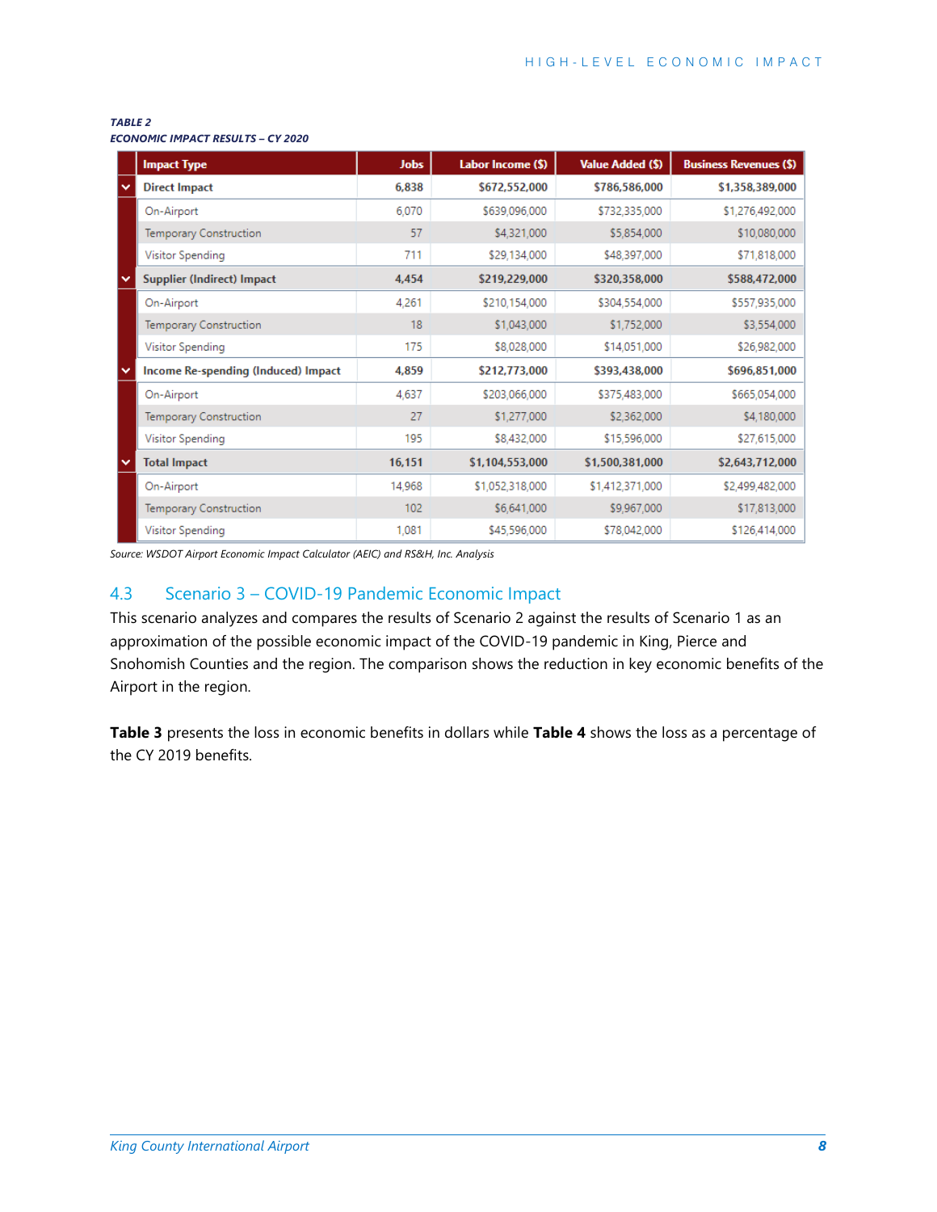***TABLE 2***
***ECONOMIC IMPACT RESULTS – CY 2020***

| Impact Type | Jobs | Labor Income ($) | Value Added ($) | Business Revenues ($) |
|---|---|---|---|---|
| **Direct Impact** | **6,838** | **$672,552,000** | **$786,586,000** | **$1,358,389,000** |
| On-Airport | 6,070 | $639,096,000 | $732,335,000 | $1,276,492,000 |
| Temporary Construction | 57 | $4,321,000 | $5,854,000 | $10,080,000 |
| Visitor Spending | 711 | $29,134,000 | $48,397,000 | $71,818,000 |
| **Supplier (Indirect) Impact** | **4,454** | **$219,229,000** | **$320,358,000** | **$588,472,000** |
| On-Airport | 4,261 | $210,154,000 | $304,554,000 | $557,935,000 |
| Temporary Construction | 18 | $1,043,000 | $1,752,000 | $3,554,000 |
| Visitor Spending | 175 | $8,028,000 | $14,051,000 | $26,982,000 |
| **Income Re-spending (Induced) Impact** | **4,859** | **$212,773,000** | **$393,438,000** | **$696,851,000** |
| On-Airport | 4,637 | $203,066,000 | $375,483,000 | $665,054,000 |
| Temporary Construction | 27 | $1,277,000 | $2,362,000 | $4,180,000 |
| Visitor Spending | 195 | $8,432,000 | $15,596,000 | $27,615,000 |
| **Total Impact** | **16,151** | **$1,104,553,000** | **$1,500,381,000** | **$2,643,712,000** |
| On-Airport | 14,968 | $1,052,318,000 | $1,412,371,000 | $2,499,482,000 |
| Temporary Construction | 102 | $6,641,000 | $9,967,000 | $17,813,000 |
| Visitor Spending | 1,081 | $45,596,000 | $78,042,000 | $126,414,000 |

*Source: WSDOT Airport Economic Impact Calculator (AEIC) and RS&H, Inc. Analysis*

## 4.3 Scenario 3 – COVID-19 Pandemic Economic Impact

This scenario analyzes and compares the results of Scenario 2 against the results of Scenario 1 as an approximation of the possible economic impact of the COVID-19 pandemic in King, Pierce and Snohomish Counties and the region. The comparison shows the reduction in key economic benefits of the Airport in the region.

**Table 3** presents the loss in economic benefits in dollars while **Table 4** shows the loss as a percentage of the CY 2019 benefits.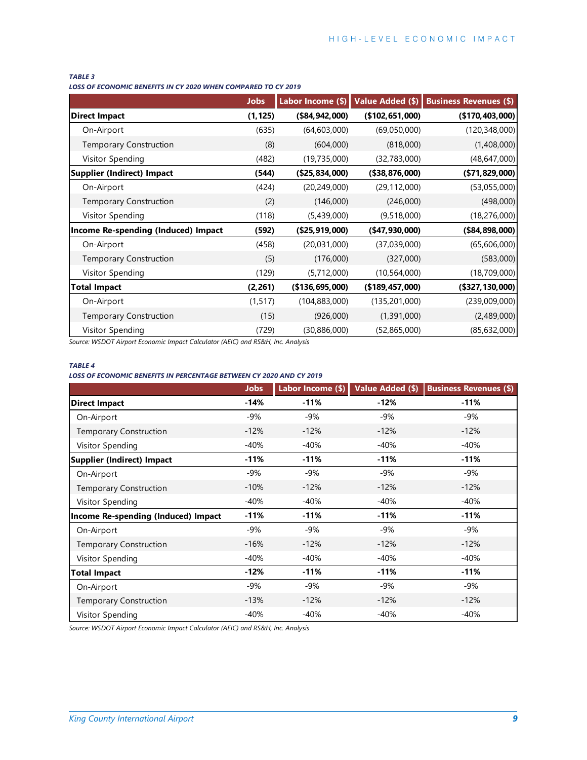*TABLE 3*
***LOSS OF ECONOMIC BENEFITS IN CY 2020 WHEN COMPARED TO CY 2019***

| | Jobs | Labor Income ($) | Value Added ($) | Business Revenues ($) |
|---|---|---|---|---|
| **Direct Impact** | **(1,125)** | **($84,942,000)** | **($102,651,000)** | **($170,403,000)** |
| On-Airport | (635) | (64,603,000) | (69,050,000) | (120,348,000) |
| Temporary Construction | (8) | (604,000) | (818,000) | (1,408,000) |
| Visitor Spending | (482) | (19,735,000) | (32,783,000) | (48,647,000) |
| **Supplier (Indirect) Impact** | **(544)** | **($25,834,000)** | **($38,876,000)** | **($71,829,000)** |
| On-Airport | (424) | (20,249,000) | (29,112,000) | (53,055,000) |
| Temporary Construction | (2) | (146,000) | (246,000) | (498,000) |
| Visitor Spending | (118) | (5,439,000) | (9,518,000) | (18,276,000) |
| **Income Re-spending (Induced) Impact** | **(592)** | **($25,919,000)** | **($47,930,000)** | **($84,898,000)** |
| On-Airport | (458) | (20,031,000) | (37,039,000) | (65,606,000) |
| Temporary Construction | (5) | (176,000) | (327,000) | (583,000) |
| Visitor Spending | (129) | (5,712,000) | (10,564,000) | (18,709,000) |
| **Total Impact** | **(2,261)** | **($136,695,000)** | **($189,457,000)** | **($327,130,000)** |
| On-Airport | (1,517) | (104,883,000) | (135,201,000) | (239,009,000) |
| Temporary Construction | (15) | (926,000) | (1,391,000) | (2,489,000) |
| Visitor Spending | (729) | (30,886,000) | (52,865,000) | (85,632,000) |

*Source: WSDOT Airport Economic Impact Calculator (AEIC) and RS&H, Inc. Analysis*

*TABLE 4*
***LOSS OF ECONOMIC BENEFITS IN PERCENTAGE BETWEEN CY 2020 AND CY 2019***

| | Jobs | Labor Income ($) | Value Added ($) | Business Revenues ($) |
|---|---|---|---|---|
| **Direct Impact** | **-14%** | **-11%** | **-12%** | **-11%** |
| On-Airport | -9% | -9% | -9% | -9% |
| Temporary Construction | -12% | -12% | -12% | -12% |
| Visitor Spending | -40% | -40% | -40% | -40% |
| **Supplier (Indirect) Impact** | **-11%** | **-11%** | **-11%** | **-11%** |
| On-Airport | -9% | -9% | -9% | -9% |
| Temporary Construction | -10% | -12% | -12% | -12% |
| Visitor Spending | -40% | -40% | -40% | -40% |
| **Income Re-spending (Induced) Impact** | **-11%** | **-11%** | **-11%** | **-11%** |
| On-Airport | -9% | -9% | -9% | -9% |
| Temporary Construction | -16% | -12% | -12% | -12% |
| Visitor Spending | -40% | -40% | -40% | -40% |
| **Total Impact** | **-12%** | **-11%** | **-11%** | **-11%** |
| On-Airport | -9% | -9% | -9% | -9% |
| Temporary Construction | -13% | -12% | -12% | -12% |
| Visitor Spending | -40% | -40% | -40% | -40% |

*Source: WSDOT Airport Economic Impact Calculator (AEIC) and RS&H, Inc. Analysis*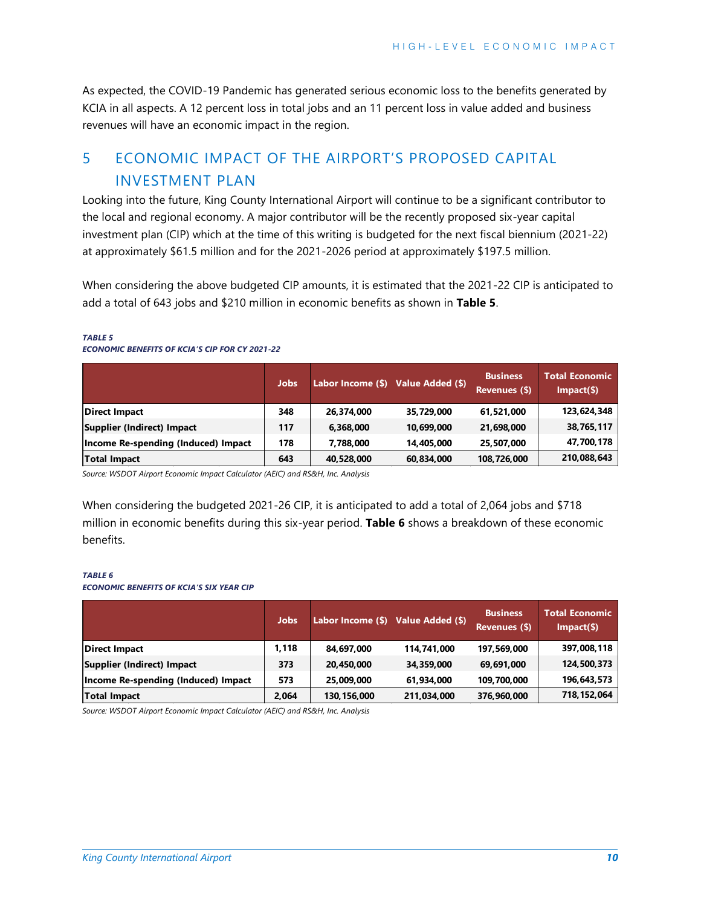As expected, the COVID-19 Pandemic has generated serious economic loss to the benefits generated by KCIA in all aspects. A 12 percent loss in total jobs and an 11 percent loss in value added and business revenues will have an economic impact in the region.

# 5 ECONOMIC IMPACT OF THE AIRPORT'S PROPOSED CAPITAL INVESTMENT PLAN

Looking into the future, King County International Airport will continue to be a significant contributor to the local and regional economy. A major contributor will be the recently proposed six-year capital investment plan (CIP) which at the time of this writing is budgeted for the next fiscal biennium (2021-22) at approximately $61.5 million and for the 2021-2026 period at approximately $197.5 million.

When considering the above budgeted CIP amounts, it is estimated that the 2021-22 CIP is anticipated to add a total of 643 jobs and $210 million in economic benefits as shown in **Table 5**.

***TABLE 5***
***ECONOMIC BENEFITS OF KCIA'S CIP FOR CY 2021-22***

| | Jobs | Labor Income ($) | Value Added ($) | Business Revenues ($) | Total Economic Impact($) |
|---|---|---|---|---|---|
| **Direct Impact** | **348** | **26,374,000** | **35,729,000** | **61,521,000** | **123,624,348** |
| **Supplier (Indirect) Impact** | **117** | **6,368,000** | **10,699,000** | **21,698,000** | **38,765,117** |
| **Income Re-spending (Induced) Impact** | **178** | **7,788,000** | **14,405,000** | **25,507,000** | **47,700,178** |
| **Total Impact** | **643** | **40,528,000** | **60,834,000** | **108,726,000** | **210,088,643** |

*Source: WSDOT Airport Economic Impact Calculator (AEIC) and RS&H, Inc. Analysis*

When considering the budgeted 2021-26 CIP, it is anticipated to add a total of 2,064 jobs and $718 million in economic benefits during this six-year period. **Table 6** shows a breakdown of these economic benefits.

***TABLE 6***
***ECONOMIC BENEFITS OF KCIA'S SIX YEAR CIP***

| | Jobs | Labor Income ($) | Value Added ($) | Business Revenues ($) | Total Economic Impact($) |
|---|---|---|---|---|---|
| **Direct Impact** | **1,118** | **84,697,000** | **114,741,000** | **197,569,000** | **397,008,118** |
| **Supplier (Indirect) Impact** | **373** | **20,450,000** | **34,359,000** | **69,691,000** | **124,500,373** |
| **Income Re-spending (Induced) Impact** | **573** | **25,009,000** | **61,934,000** | **109,700,000** | **196,643,573** |
| **Total Impact** | **2,064** | **130,156,000** | **211,034,000** | **376,960,000** | **718,152,064** |

*Source: WSDOT Airport Economic Impact Calculator (AEIC) and RS&H, Inc. Analysis*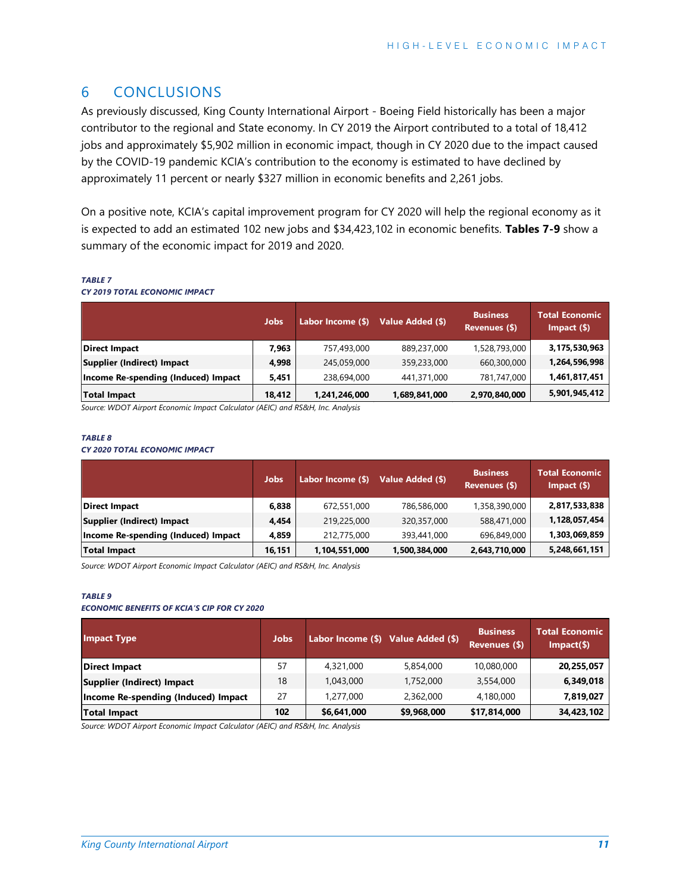# 6 CONCLUSIONS

As previously discussed, King County International Airport - Boeing Field historically has been a major contributor to the regional and State economy. In CY 2019 the Airport contributed to a total of 18,412 jobs and approximately $5,902 million in economic impact, though in CY 2020 due to the impact caused by the COVID-19 pandemic KCIA's contribution to the economy is estimated to have declined by approximately 11 percent or nearly $327 million in economic benefits and 2,261 jobs.

On a positive note, KCIA's capital improvement program for CY 2020 will help the regional economy as it is expected to add an estimated 102 new jobs and $34,423,102 in economic benefits. **Tables 7-9** show a summary of the economic impact for 2019 and 2020.

***TABLE 7***
***CY 2019 TOTAL ECONOMIC IMPACT***

| | Jobs | Labor Income ($) | Value Added ($) | Business Revenues ($) | Total Economic Impact ($) |
|---|---|---|---|---|---|
| **Direct Impact** | **7,963** | 757,493,000 | 889,237,000 | 1,528,793,000 | **3,175,530,963** |
| **Supplier (Indirect) Impact** | **4,998** | 245,059,000 | 359,233,000 | 660,300,000 | **1,264,596,998** |
| **Income Re-spending (Induced) Impact** | **5,451** | 238,694,000 | 441,371,000 | 781,747,000 | **1,461,817,451** |
| **Total Impact** | **18,412** | **1,241,246,000** | **1,689,841,000** | **2,970,840,000** | **5,901,945,412** |

*Source: WDOT Airport Economic Impact Calculator (AEIC) and RS&H, Inc. Analysis*

***TABLE 8***
***CY 2020 TOTAL ECONOMIC IMPACT***

| | Jobs | Labor Income ($) | Value Added ($) | Business Revenues ($) | Total Economic Impact ($) |
|---|---|---|---|---|---|
| **Direct Impact** | **6,838** | 672,551,000 | 786,586,000 | 1,358,390,000 | **2,817,533,838** |
| **Supplier (Indirect) Impact** | **4,454** | 219,225,000 | 320,357,000 | 588,471,000 | **1,128,057,454** |
| **Income Re-spending (Induced) Impact** | **4,859** | 212,775,000 | 393,441,000 | 696,849,000 | **1,303,069,859** |
| **Total Impact** | **16,151** | **1,104,551,000** | **1,500,384,000** | **2,643,710,000** | **5,248,661,151** |

*Source: WDOT Airport Economic Impact Calculator (AEIC) and RS&H, Inc. Analysis*

***TABLE 9***
***ECONOMIC BENEFITS OF KCIA'S CIP FOR CY 2020***

| Impact Type | Jobs | Labor Income ($) | Value Added ($) | Business Revenues ($) | Total Economic Impact($) |
|---|---|---|---|---|---|
| **Direct Impact** | 57 | 4,321,000 | 5,854,000 | 10,080,000 | **20,255,057** |
| **Supplier (Indirect) Impact** | 18 | 1,043,000 | 1,752,000 | 3,554,000 | **6,349,018** |
| **Income Re-spending (Induced) Impact** | 27 | 1,277,000 | 2,362,000 | 4,180,000 | **7,819,027** |
| **Total Impact** | **102** | **$6,641,000** | **$9,968,000** | **$17,814,000** | **34,423,102** |

*Source: WDOT Airport Economic Impact Calculator (AEIC) and RS&H, Inc. Analysis*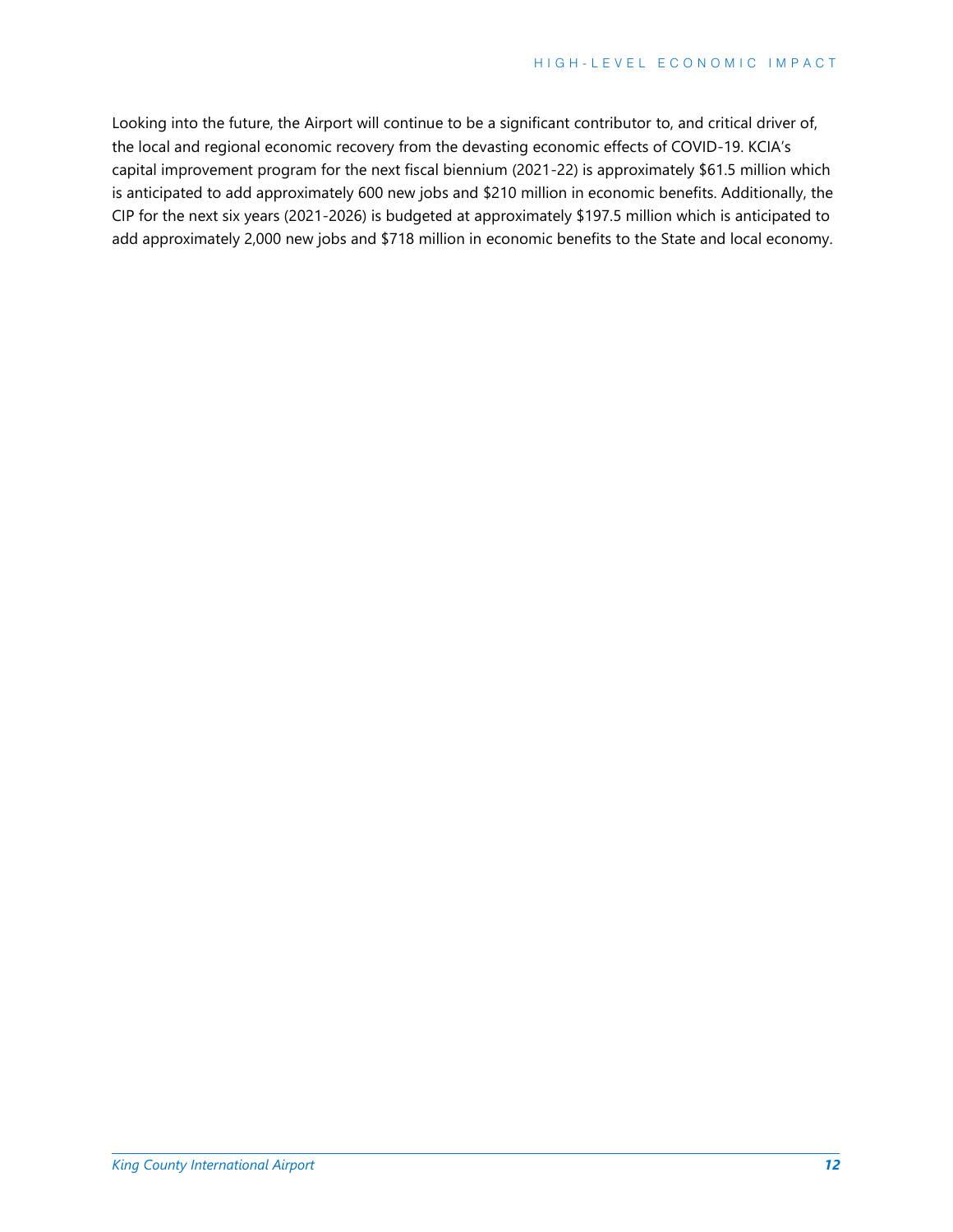Looking into the future, the Airport will continue to be a significant contributor to, and critical driver of, the local and regional economic recovery from the devasting economic effects of COVID-19. KCIA's capital improvement program for the next fiscal biennium (2021-22) is approximately $61.5 million which is anticipated to add approximately 600 new jobs and $210 million in economic benefits. Additionally, the CIP for the next six years (2021-2026) is budgeted at approximately $197.5 million which is anticipated to add approximately 2,000 new jobs and $718 million in economic benefits to the State and local economy.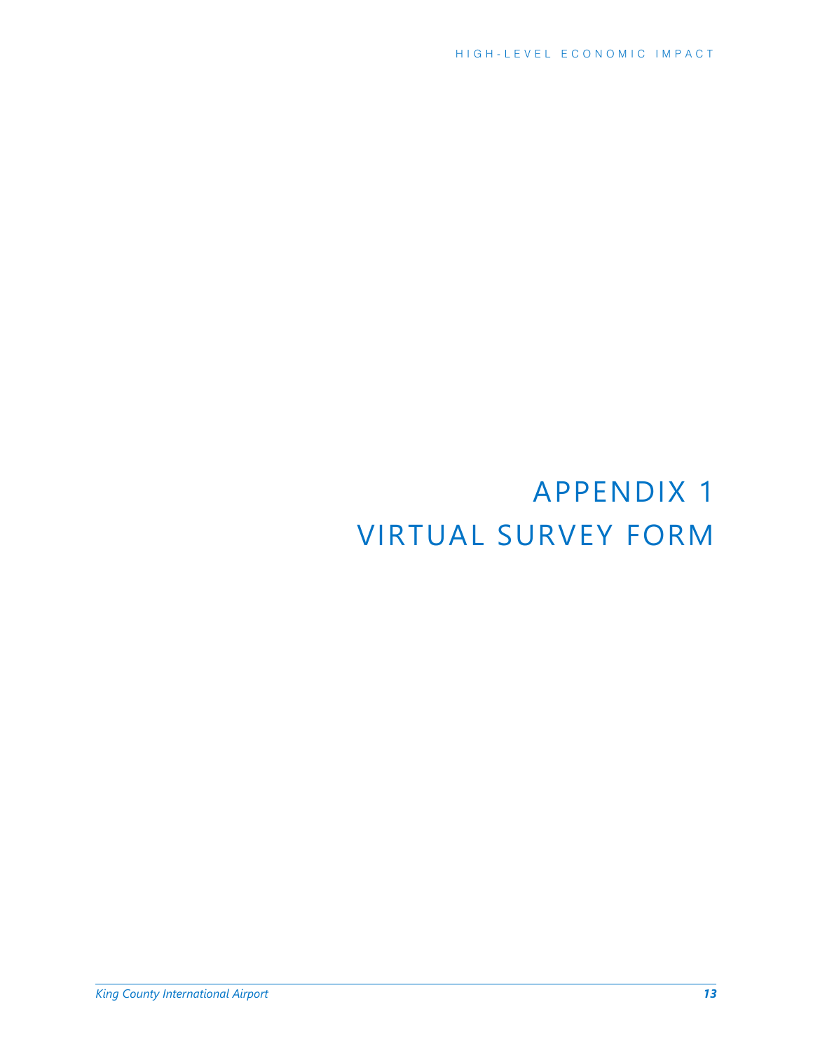# APPENDIX 1
# VIRTUAL SURVEY FORM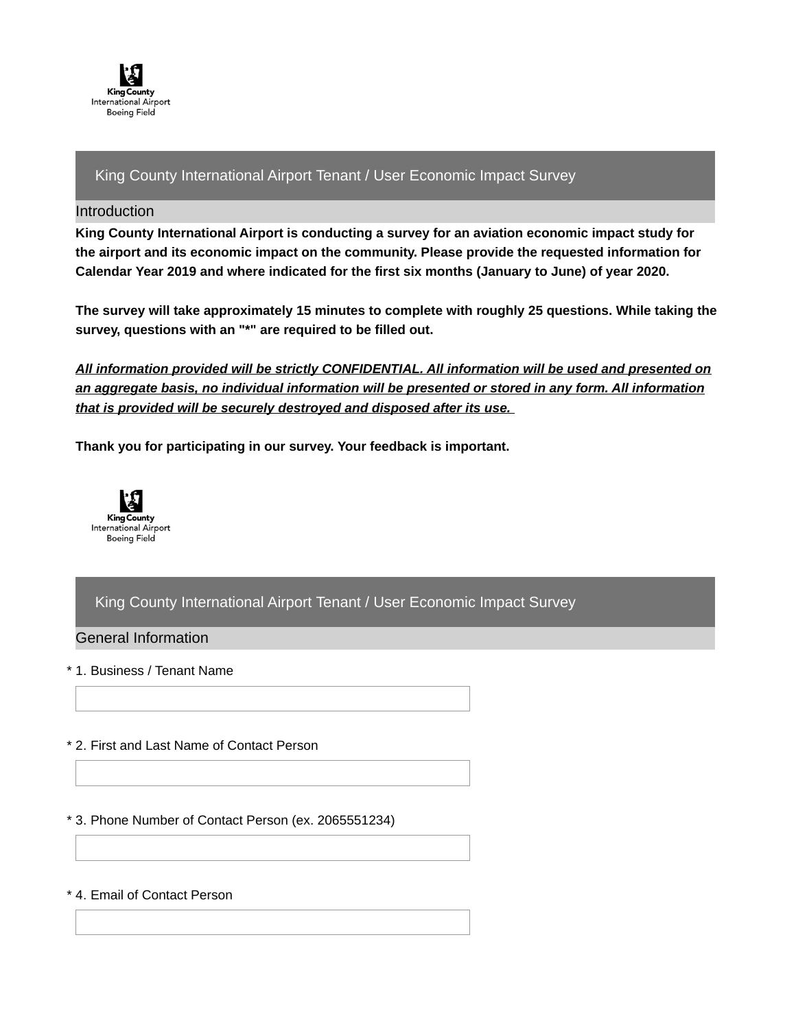## King County International Airport Tenant / User Economic Impact Survey

### Introduction

**King County International Airport is conducting a survey for an aviation economic impact study for the airport and its economic impact on the community. Please provide the requested information for Calendar Year 2019 and where indicated for the first six months (January to June) of year 2020.**

**The survey will take approximately 15 minutes to complete with roughly 25 questions. While taking the survey, questions with an "*" are required to be filled out.**

***<u>All information provided will be strictly CONFIDENTIAL. All information will be used and presented on an aggregate basis, no individual information will be presented or stored in any form. All information that is provided will be securely destroyed and disposed after its use.</u>***

**Thank you for participating in our survey. Your feedback is important.**

## King County International Airport Tenant / User Economic Impact Survey

### General Information

\* 1. Business / Tenant Name

\* 2. First and Last Name of Contact Person

\* 3. Phone Number of Contact Person (ex. 2065551234)

\* 4. Email of Contact Person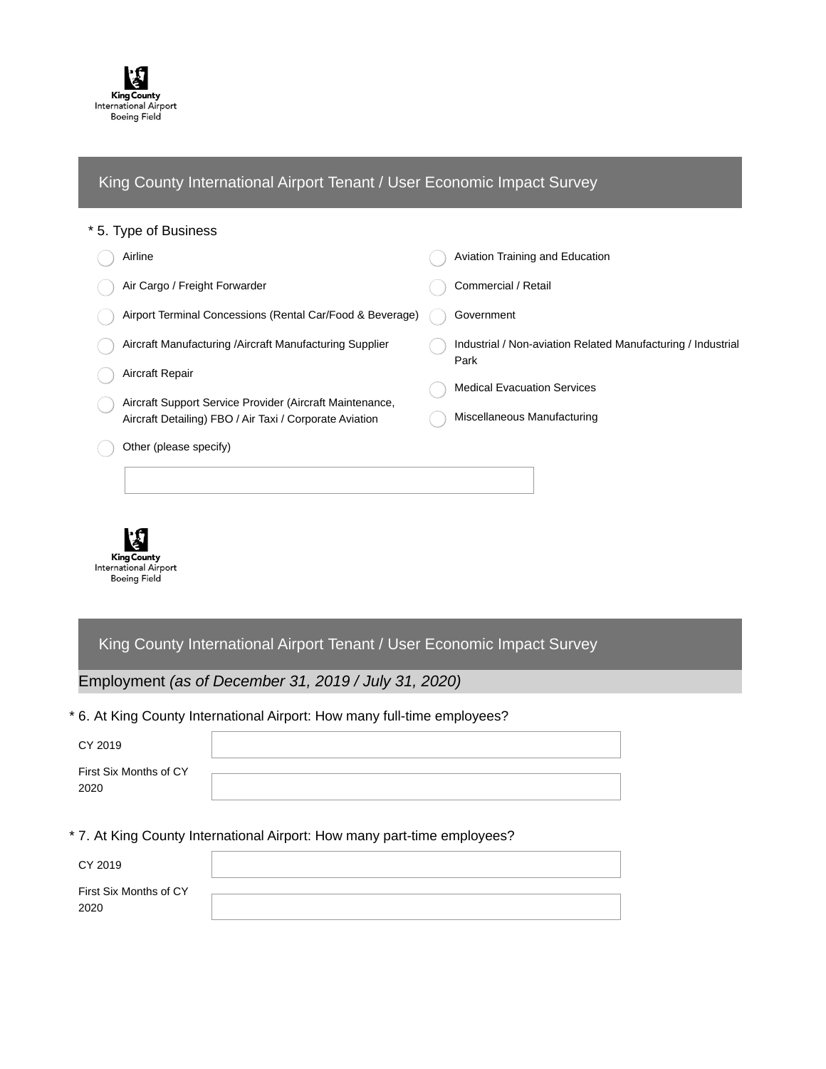King County International Airport Boeing Field

## King County International Airport Tenant / User Economic Impact Survey

\* 5. Type of Business

- Airline
- Air Cargo / Freight Forwarder
- Airport Terminal Concessions (Rental Car/Food & Beverage)
- Aircraft Manufacturing /Aircraft Manufacturing Supplier
- Aircraft Repair
- Aircraft Support Service Provider (Aircraft Maintenance, Aircraft Detailing) FBO / Air Taxi / Corporate Aviation
- Aviation Training and Education
- Commercial / Retail
- Government
- Industrial / Non-aviation Related Manufacturing / Industrial Park
- Medical Evacuation Services
- Miscellaneous Manufacturing
- Other (please specify)

______________________________

King County International Airport Boeing Field

## King County International Airport Tenant / User Economic Impact Survey

### Employment *(as of December 31, 2019 / July 31, 2020)*

\* 6. At King County International Airport: How many full-time employees?

CY 2019 ______________________________

First Six Months of CY 2020 ______________________________

\* 7. At King County International Airport: How many part-time employees?

CY 2019 ______________________________

First Six Months of CY 2020 ______________________________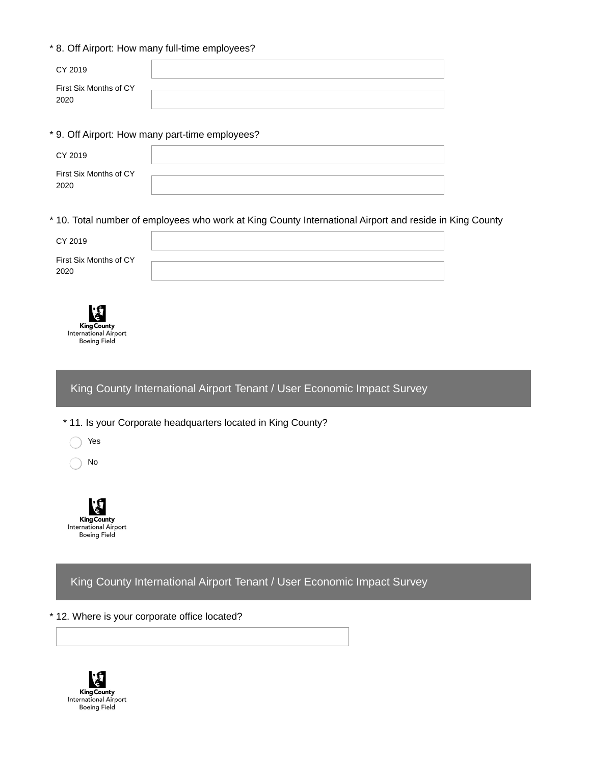\* 8. Off Airport: How many full-time employees?

| | |
|---|---|
| CY 2019 | |
| First Six Months of CY 2020 | |

\* 9. Off Airport: How many part-time employees?

| | |
|---|---|
| CY 2019 | |
| First Six Months of CY 2020 | |

\* 10. Total number of employees who work at King County International Airport and reside in King County

| | |
|---|---|
| CY 2019 | |
| First Six Months of CY 2020 | |

King County
International Airport
Boeing Field

## King County International Airport Tenant / User Economic Impact Survey

\* 11. Is your Corporate headquarters located in King County?

- ◯ Yes
- ◯ No

King County
International Airport
Boeing Field

## King County International Airport Tenant / User Economic Impact Survey

\* 12. Where is your corporate office located?

King County
International Airport
Boeing Field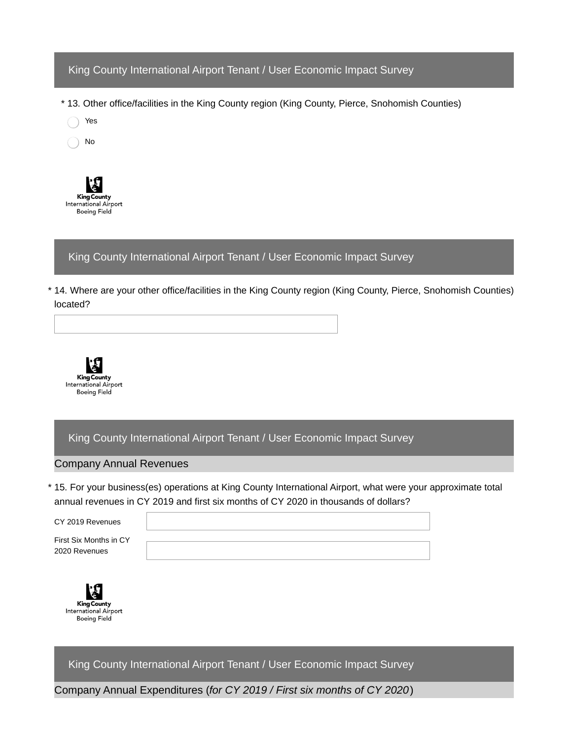## King County International Airport Tenant / User Economic Impact Survey

\* 13. Other office/facilities in the King County region (King County, Pierce, Snohomish Counties)

- Yes
- No

King County International Airport Boeing Field

## King County International Airport Tenant / User Economic Impact Survey

\* 14. Where are your other office/facilities in the King County region (King County, Pierce, Snohomish Counties) located?

King County International Airport Boeing Field

## King County International Airport Tenant / User Economic Impact Survey

### Company Annual Revenues

\* 15. For your business(es) operations at King County International Airport, what were your approximate total annual revenues in CY 2019 and first six months of CY 2020 in thousands of dollars?

CY 2019 Revenues

First Six Months in CY 2020 Revenues

King County International Airport Boeing Field

## King County International Airport Tenant / User Economic Impact Survey

### Company Annual Expenditures (*for CY 2019 / First six months of CY 2020*)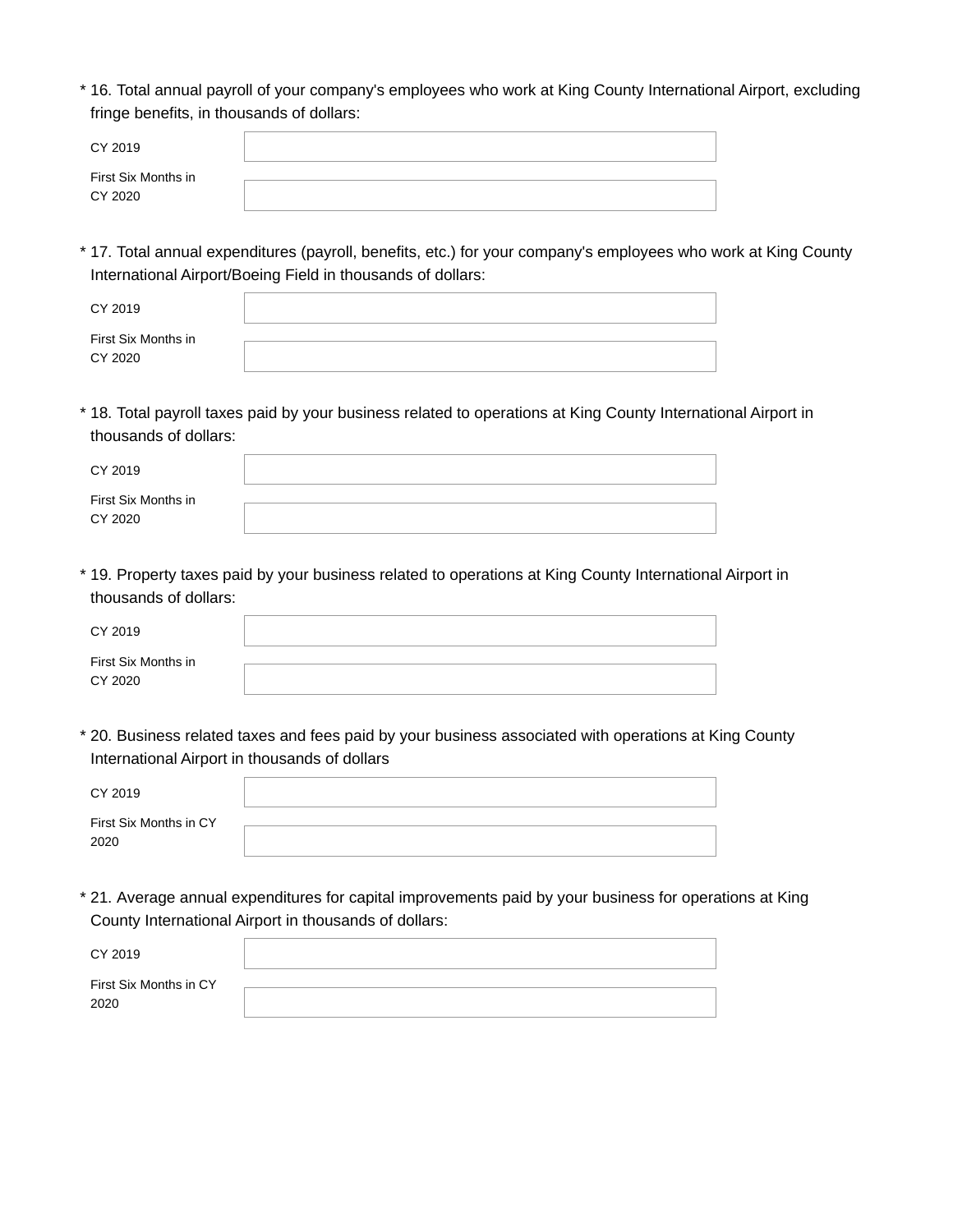\* 16. Total annual payroll of your company's employees who work at King County International Airport, excluding fringe benefits, in thousands of dollars:

| | |
|---|---|
| CY 2019 | |
| First Six Months in CY 2020 | |

\* 17. Total annual expenditures (payroll, benefits, etc.) for your company's employees who work at King County International Airport/Boeing Field in thousands of dollars:

| | |
|---|---|
| CY 2019 | |
| First Six Months in CY 2020 | |

\* 18. Total payroll taxes paid by your business related to operations at King County International Airport in thousands of dollars:

| | |
|---|---|
| CY 2019 | |
| First Six Months in CY 2020 | |

\* 19. Property taxes paid by your business related to operations at King County International Airport in thousands of dollars:

| | |
|---|---|
| CY 2019 | |
| First Six Months in CY 2020 | |

\* 20. Business related taxes and fees paid by your business associated with operations at King County International Airport in thousands of dollars

| | |
|---|---|
| CY 2019 | |
| First Six Months in CY 2020 | |

\* 21. Average annual expenditures for capital improvements paid by your business for operations at King County International Airport in thousands of dollars:

| | |
|---|---|
| CY 2019 | |
| First Six Months in CY 2020 | |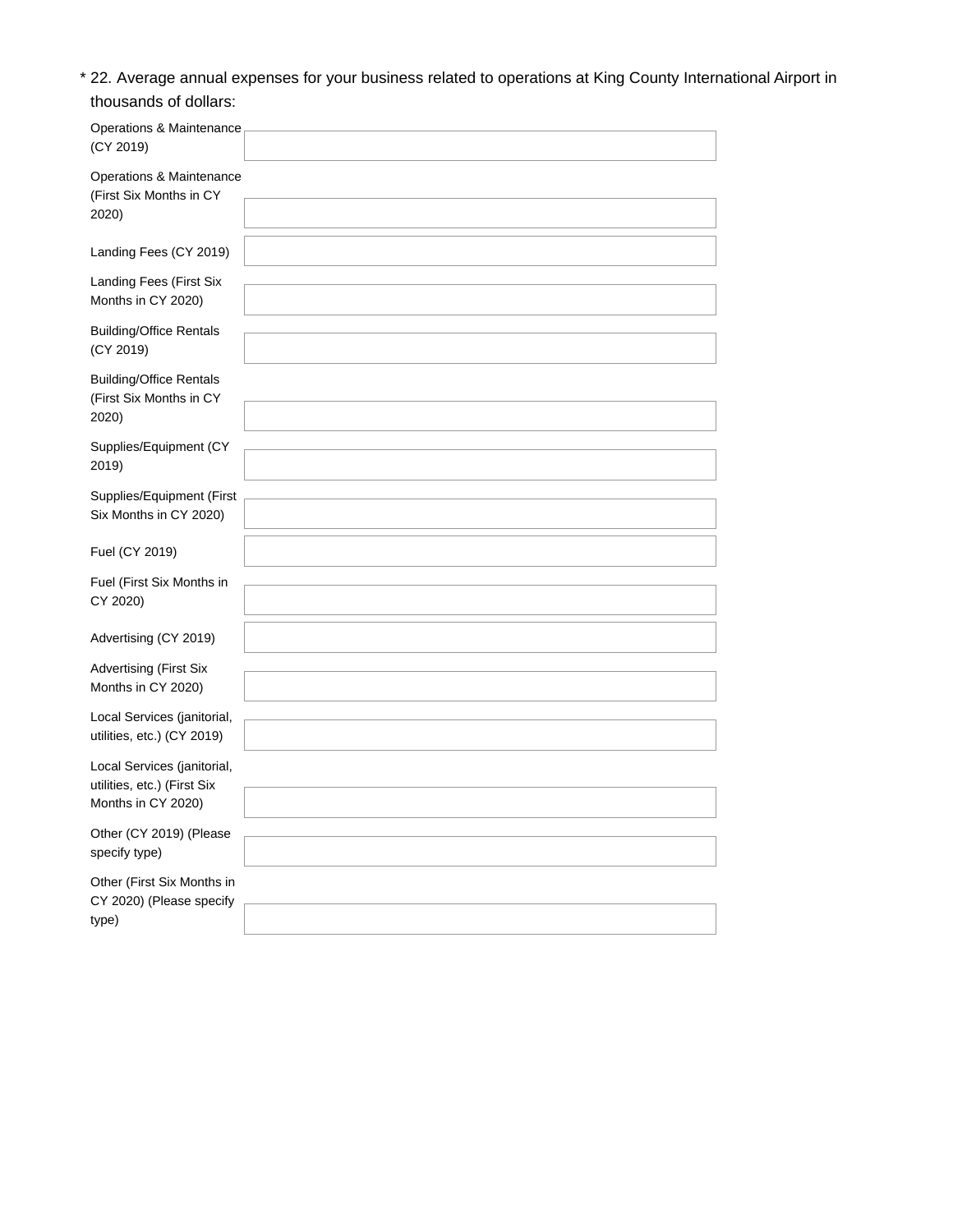* 22. Average annual expenses for your business related to operations at King County International Airport in thousands of dollars:

| | |
|---|---|
| Operations & Maintenance (CY 2019) | |
| Operations & Maintenance (First Six Months in CY 2020) | |
| Landing Fees (CY 2019) | |
| Landing Fees (First Six Months in CY 2020) | |
| Building/Office Rentals (CY 2019) | |
| Building/Office Rentals (First Six Months in CY 2020) | |
| Supplies/Equipment (CY 2019) | |
| Supplies/Equipment (First Six Months in CY 2020) | |
| Fuel (CY 2019) | |
| Fuel (First Six Months in CY 2020) | |
| Advertising (CY 2019) | |
| Advertising (First Six Months in CY 2020) | |
| Local Services (janitorial, utilities, etc.) (CY 2019) | |
| Local Services (janitorial, utilities, etc.) (First Six Months in CY 2020) | |
| Other (CY 2019) (Please specify type) | |
| Other (First Six Months in CY 2020) (Please specify type) | |